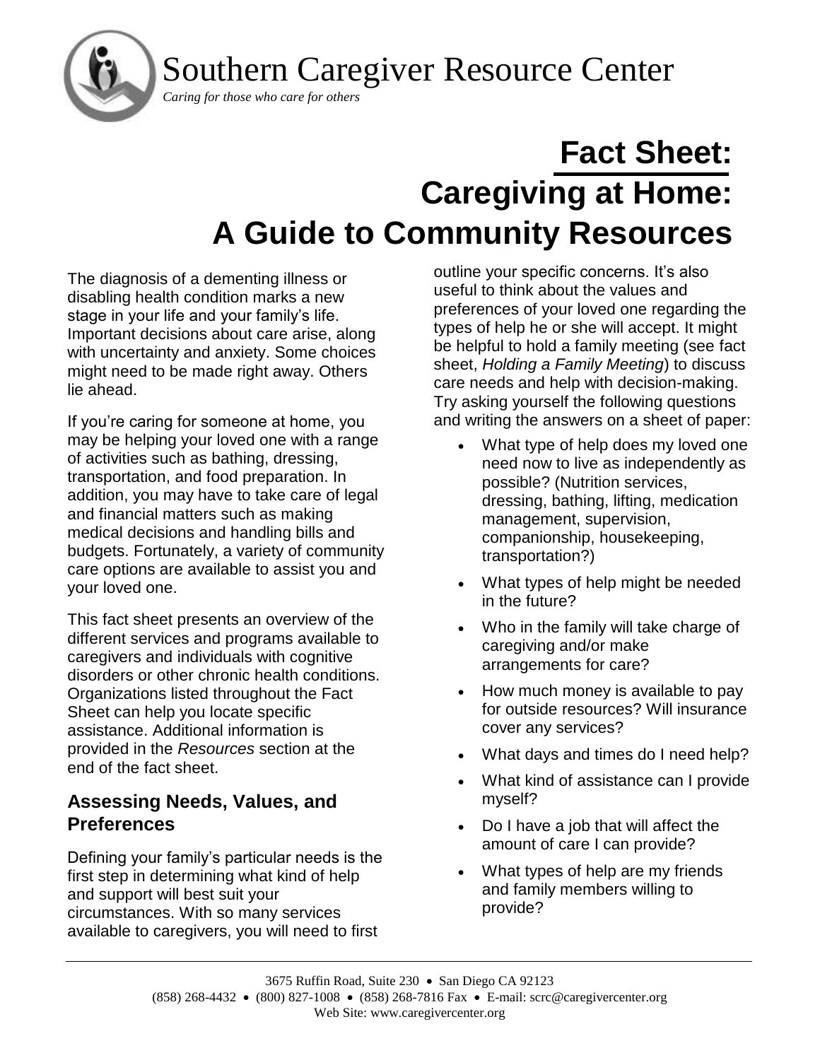# Southern Caregiver Resource Center

*Caring for those who care for others*

# Fact Sheet: Caregiving at Home: A Guide to Community Resources

The diagnosis of a dementing illness or disabling health condition marks a new stage in your life and your family's life. Important decisions about care arise, along with uncertainty and anxiety. Some choices might need to be made right away. Others lie ahead.

If you're caring for someone at home, you may be helping your loved one with a range of activities such as bathing, dressing, transportation, and food preparation. In addition, you may have to take care of legal and financial matters such as making medical decisions and handling bills and budgets. Fortunately, a variety of community care options are available to assist you and your loved one.

This fact sheet presents an overview of the different services and programs available to caregivers and individuals with cognitive disorders or other chronic health conditions. Organizations listed throughout the Fact Sheet can help you locate specific assistance. Additional information is provided in the *Resources* section at the end of the fact sheet.

## Assessing Needs, Values, and Preferences

Defining your family's particular needs is the first step in determining what kind of help and support will best suit your circumstances. With so many services available to caregivers, you will need to first outline your specific concerns. It's also useful to think about the values and preferences of your loved one regarding the types of help he or she will accept. It might be helpful to hold a family meeting (see fact sheet, *Holding a Family Meeting*) to discuss care needs and help with decision-making. Try asking yourself the following questions and writing the answers on a sheet of paper:

- What type of help does my loved one need now to live as independently as possible? (Nutrition services, dressing, bathing, lifting, medication management, supervision, companionship, housekeeping, transportation?)
- What types of help might be needed in the future?
- Who in the family will take charge of caregiving and/or make arrangements for care?
- How much money is available to pay for outside resources? Will insurance cover any services?
- What days and times do I need help?
- What kind of assistance can I provide myself?
- Do I have a job that will affect the amount of care I can provide?
- What types of help are my friends and family members willing to provide?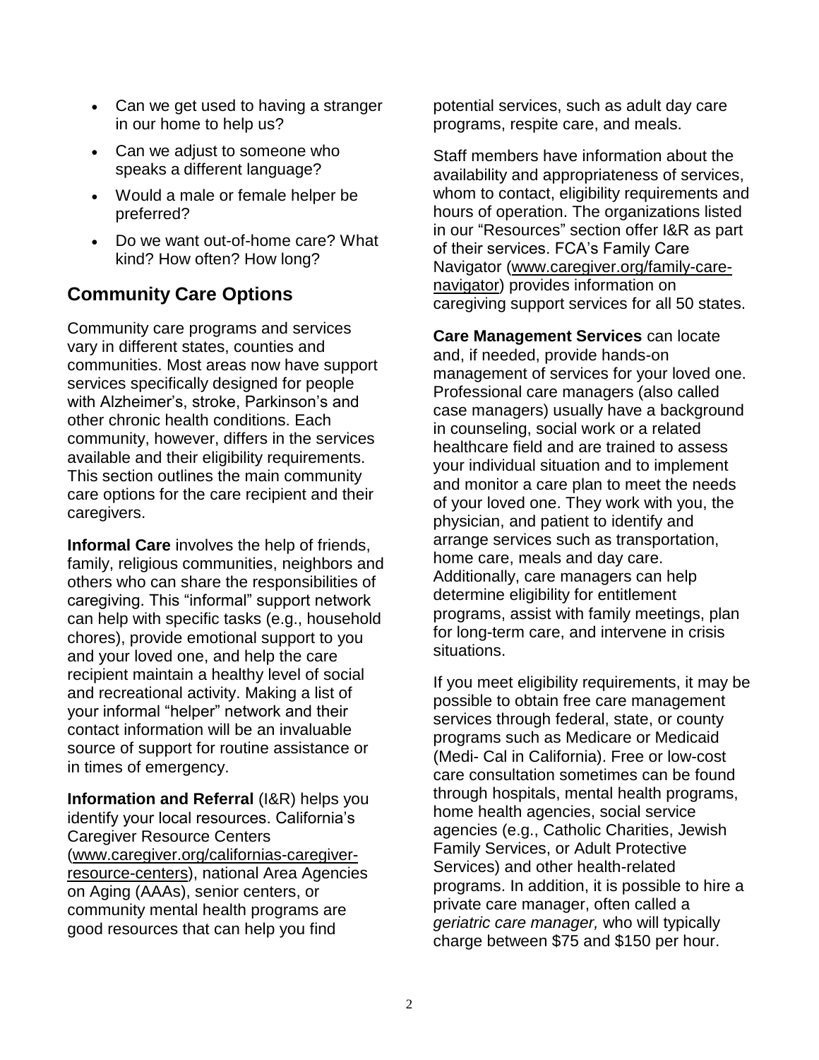- Can we get used to having a stranger in our home to help us?
- Can we adjust to someone who speaks a different language?
- Would a male or female helper be preferred?
- Do we want out-of-home care? What kind? How often? How long?

## Community Care Options

Community care programs and services vary in different states, counties and communities. Most areas now have support services specifically designed for people with Alzheimer's, stroke, Parkinson's and other chronic health conditions. Each community, however, differs in the services available and their eligibility requirements. This section outlines the main community care options for the care recipient and their caregivers.

**Informal Care** involves the help of friends, family, religious communities, neighbors and others who can share the responsibilities of caregiving. This "informal" support network can help with specific tasks (e.g., household chores), provide emotional support to you and your loved one, and help the care recipient maintain a healthy level of social and recreational activity. Making a list of your informal "helper" network and their contact information will be an invaluable source of support for routine assistance or in times of emergency.

**Information and Referral** (I&R) helps you identify your local resources. California's Caregiver Resource Centers (www.caregiver.org/californias-caregiver-resource-centers), national Area Agencies on Aging (AAAs), senior centers, or community mental health programs are good resources that can help you find potential services, such as adult day care programs, respite care, and meals.

Staff members have information about the availability and appropriateness of services, whom to contact, eligibility requirements and hours of operation. The organizations listed in our "Resources" section offer I&R as part of their services. FCA's Family Care Navigator (www.caregiver.org/family-care-navigator) provides information on caregiving support services for all 50 states.

**Care Management Services** can locate and, if needed, provide hands-on management of services for your loved one. Professional care managers (also called case managers) usually have a background in counseling, social work or a related healthcare field and are trained to assess your individual situation and to implement and monitor a care plan to meet the needs of your loved one. They work with you, the physician, and patient to identify and arrange services such as transportation, home care, meals and day care. Additionally, care managers can help determine eligibility for entitlement programs, assist with family meetings, plan for long-term care, and intervene in crisis situations.

If you meet eligibility requirements, it may be possible to obtain free care management services through federal, state, or county programs such as Medicare or Medicaid (Medi- Cal in California). Free or low-cost care consultation sometimes can be found through hospitals, mental health programs, home health agencies, social service agencies (e.g., Catholic Charities, Jewish Family Services, or Adult Protective Services) and other health-related programs. In addition, it is possible to hire a private care manager, often called a *geriatric care manager,* who will typically charge between $75 and $150 per hour.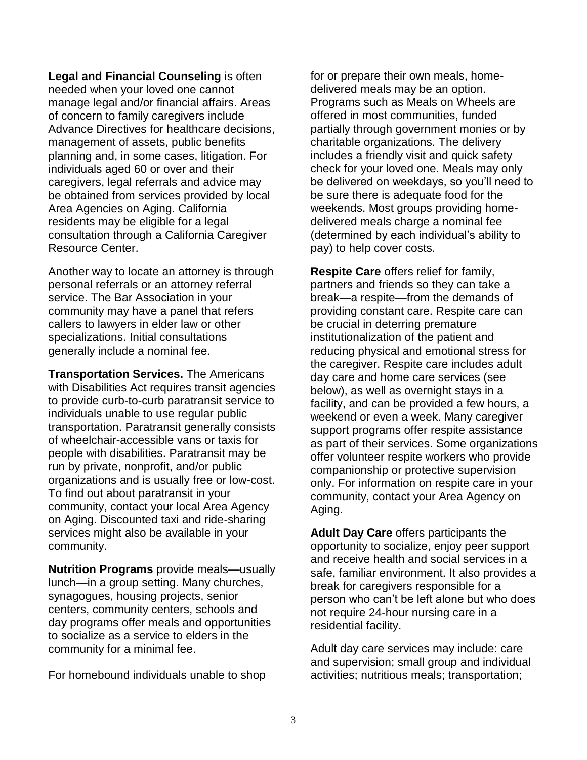**Legal and Financial Counseling** is often needed when your loved one cannot manage legal and/or financial affairs. Areas of concern to family caregivers include Advance Directives for healthcare decisions, management of assets, public benefits planning and, in some cases, litigation. For individuals aged 60 or over and their caregivers, legal referrals and advice may be obtained from services provided by local Area Agencies on Aging. California residents may be eligible for a legal consultation through a California Caregiver Resource Center.

Another way to locate an attorney is through personal referrals or an attorney referral service. The Bar Association in your community may have a panel that refers callers to lawyers in elder law or other specializations. Initial consultations generally include a nominal fee.

**Transportation Services.** The Americans with Disabilities Act requires transit agencies to provide curb-to-curb paratransit service to individuals unable to use regular public transportation. Paratransit generally consists of wheelchair-accessible vans or taxis for people with disabilities. Paratransit may be run by private, nonprofit, and/or public organizations and is usually free or low-cost. To find out about paratransit in your community, contact your local Area Agency on Aging. Discounted taxi and ride-sharing services might also be available in your community.

**Nutrition Programs** provide meals—usually lunch—in a group setting. Many churches, synagogues, housing projects, senior centers, community centers, schools and day programs offer meals and opportunities to socialize as a service to elders in the community for a minimal fee.

For homebound individuals unable to shop for or prepare their own meals, home-delivered meals may be an option. Programs such as Meals on Wheels are offered in most communities, funded partially through government monies or by charitable organizations. The delivery includes a friendly visit and quick safety check for your loved one. Meals may only be delivered on weekdays, so you'll need to be sure there is adequate food for the weekends. Most groups providing home-delivered meals charge a nominal fee (determined by each individual's ability to pay) to help cover costs.

**Respite Care** offers relief for family, partners and friends so they can take a break—a respite—from the demands of providing constant care. Respite care can be crucial in deterring premature institutionalization of the patient and reducing physical and emotional stress for the caregiver. Respite care includes adult day care and home care services (see below), as well as overnight stays in a facility, and can be provided a few hours, a weekend or even a week. Many caregiver support programs offer respite assistance as part of their services. Some organizations offer volunteer respite workers who provide companionship or protective supervision only. For information on respite care in your community, contact your Area Agency on Aging.

**Adult Day Care** offers participants the opportunity to socialize, enjoy peer support and receive health and social services in a safe, familiar environment. It also provides a break for caregivers responsible for a person who can't be left alone but who does not require 24-hour nursing care in a residential facility.

Adult day care services may include: care and supervision; small group and individual activities; nutritious meals; transportation;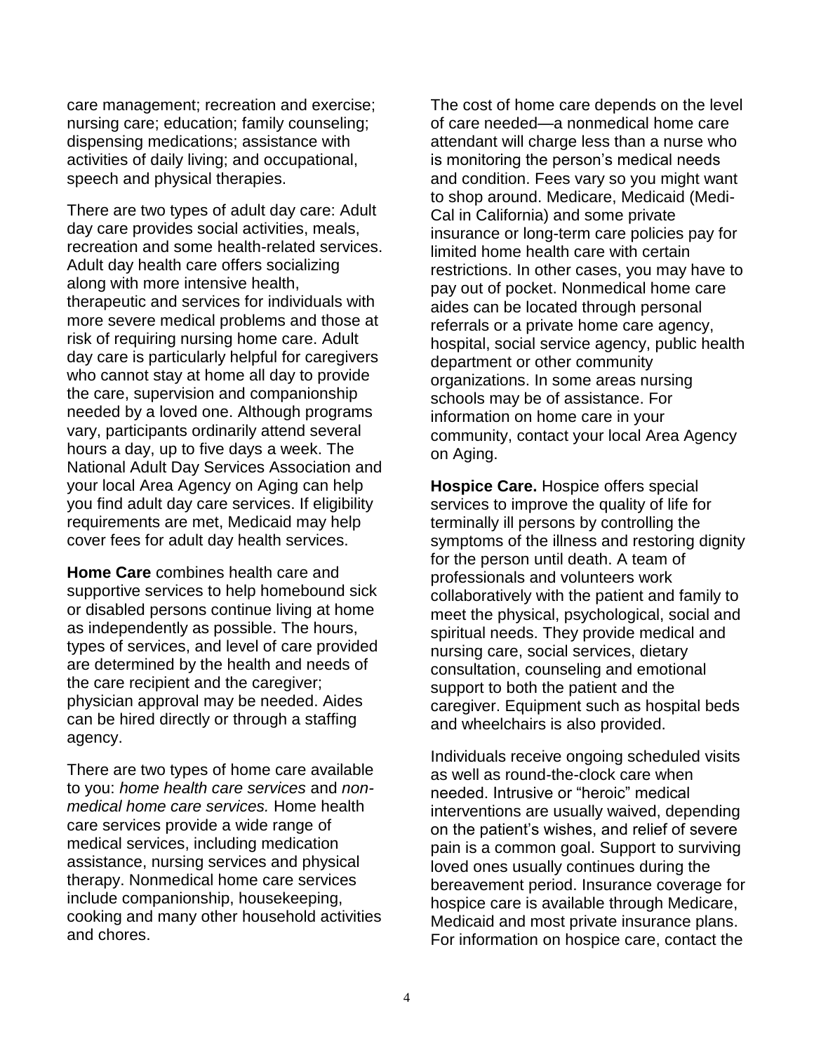care management; recreation and exercise; nursing care; education; family counseling; dispensing medications; assistance with activities of daily living; and occupational, speech and physical therapies.

There are two types of adult day care: Adult day care provides social activities, meals, recreation and some health-related services. Adult day health care offers socializing along with more intensive health, therapeutic and services for individuals with more severe medical problems and those at risk of requiring nursing home care. Adult day care is particularly helpful for caregivers who cannot stay at home all day to provide the care, supervision and companionship needed by a loved one. Although programs vary, participants ordinarily attend several hours a day, up to five days a week. The National Adult Day Services Association and your local Area Agency on Aging can help you find adult day care services. If eligibility requirements are met, Medicaid may help cover fees for adult day health services.

**Home Care** combines health care and supportive services to help homebound sick or disabled persons continue living at home as independently as possible. The hours, types of services, and level of care provided are determined by the health and needs of the care recipient and the caregiver; physician approval may be needed. Aides can be hired directly or through a staffing agency.

There are two types of home care available to you: *home health care services* and *non-medical home care services.* Home health care services provide a wide range of medical services, including medication assistance, nursing services and physical therapy. Nonmedical home care services include companionship, housekeeping, cooking and many other household activities and chores.

The cost of home care depends on the level of care needed—a nonmedical home care attendant will charge less than a nurse who is monitoring the person's medical needs and condition. Fees vary so you might want to shop around. Medicare, Medicaid (Medi-Cal in California) and some private insurance or long-term care policies pay for limited home health care with certain restrictions. In other cases, you may have to pay out of pocket. Nonmedical home care aides can be located through personal referrals or a private home care agency, hospital, social service agency, public health department or other community organizations. In some areas nursing schools may be of assistance. For information on home care in your community, contact your local Area Agency on Aging.

**Hospice Care.** Hospice offers special services to improve the quality of life for terminally ill persons by controlling the symptoms of the illness and restoring dignity for the person until death. A team of professionals and volunteers work collaboratively with the patient and family to meet the physical, psychological, social and spiritual needs. They provide medical and nursing care, social services, dietary consultation, counseling and emotional support to both the patient and the caregiver. Equipment such as hospital beds and wheelchairs is also provided.

Individuals receive ongoing scheduled visits as well as round-the-clock care when needed. Intrusive or "heroic" medical interventions are usually waived, depending on the patient's wishes, and relief of severe pain is a common goal. Support to surviving loved ones usually continues during the bereavement period. Insurance coverage for hospice care is available through Medicare, Medicaid and most private insurance plans. For information on hospice care, contact the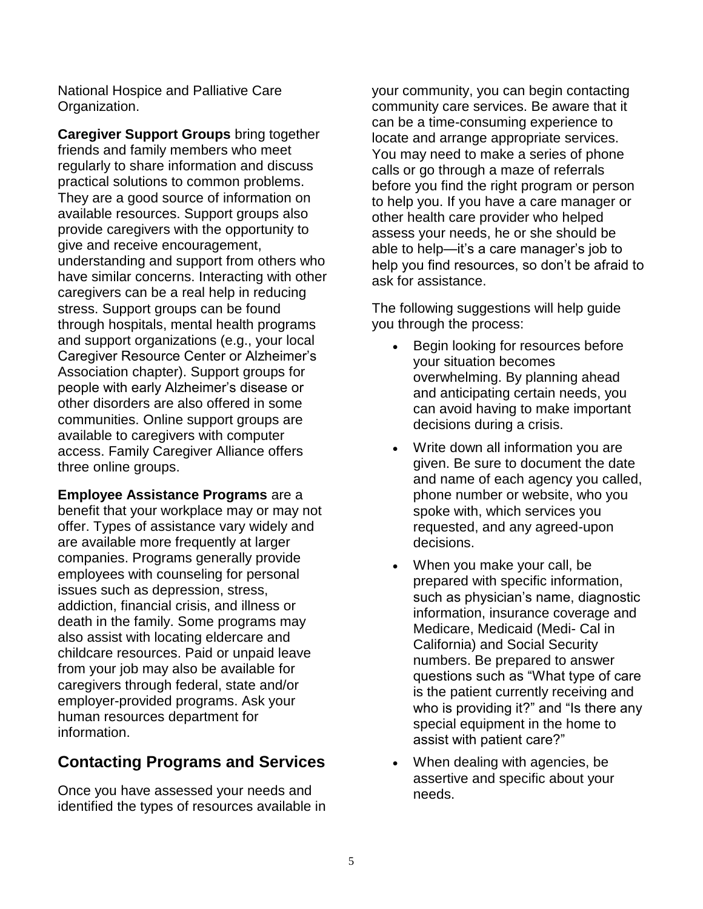National Hospice and Palliative Care Organization.

**Caregiver Support Groups** bring together friends and family members who meet regularly to share information and discuss practical solutions to common problems. They are a good source of information on available resources. Support groups also provide caregivers with the opportunity to give and receive encouragement, understanding and support from others who have similar concerns. Interacting with other caregivers can be a real help in reducing stress. Support groups can be found through hospitals, mental health programs and support organizations (e.g., your local Caregiver Resource Center or Alzheimer's Association chapter). Support groups for people with early Alzheimer's disease or other disorders are also offered in some communities. Online support groups are available to caregivers with computer access. Family Caregiver Alliance offers three online groups.

**Employee Assistance Programs** are a benefit that your workplace may or may not offer. Types of assistance vary widely and are available more frequently at larger companies. Programs generally provide employees with counseling for personal issues such as depression, stress, addiction, financial crisis, and illness or death in the family. Some programs may also assist with locating eldercare and childcare resources. Paid or unpaid leave from your job may also be available for caregivers through federal, state and/or employer-provided programs. Ask your human resources department for information.

## Contacting Programs and Services

Once you have assessed your needs and identified the types of resources available in your community, you can begin contacting community care services. Be aware that it can be a time-consuming experience to locate and arrange appropriate services. You may need to make a series of phone calls or go through a maze of referrals before you find the right program or person to help you. If you have a care manager or other health care provider who helped assess your needs, he or she should be able to help—it's a care manager's job to help you find resources, so don't be afraid to ask for assistance.

The following suggestions will help guide you through the process:

- Begin looking for resources before your situation becomes overwhelming. By planning ahead and anticipating certain needs, you can avoid having to make important decisions during a crisis.
- Write down all information you are given. Be sure to document the date and name of each agency you called, phone number or website, who you spoke with, which services you requested, and any agreed-upon decisions.
- When you make your call, be prepared with specific information, such as physician's name, diagnostic information, insurance coverage and Medicare, Medicaid (Medi- Cal in California) and Social Security numbers. Be prepared to answer questions such as "What type of care is the patient currently receiving and who is providing it?" and "Is there any special equipment in the home to assist with patient care?"
- When dealing with agencies, be assertive and specific about your needs.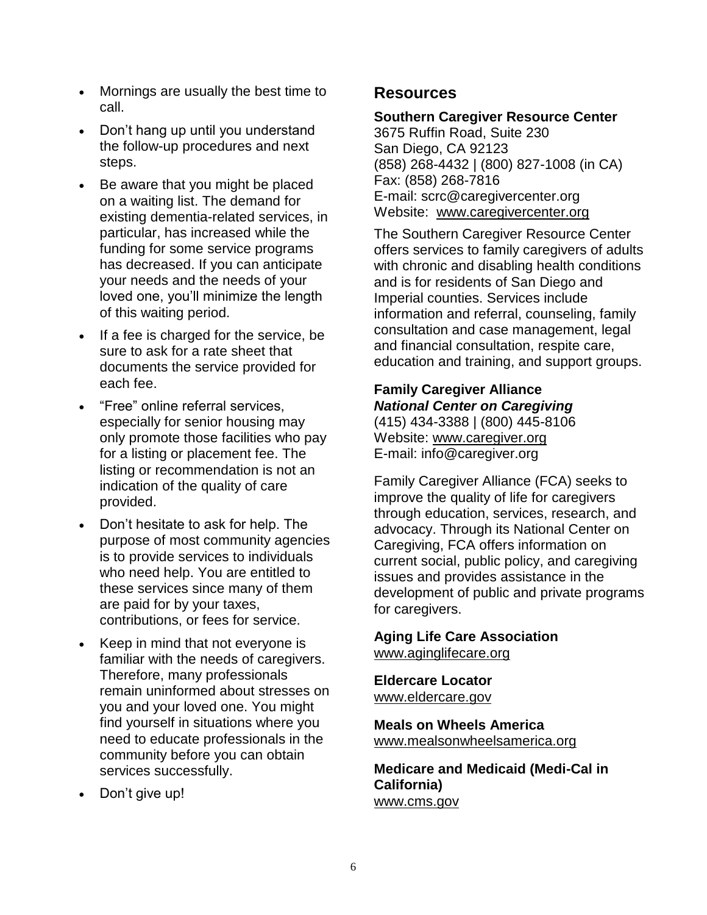- Mornings are usually the best time to call.
- Don't hang up until you understand the follow-up procedures and next steps.
- Be aware that you might be placed on a waiting list. The demand for existing dementia-related services, in particular, has increased while the funding for some service programs has decreased. If you can anticipate your needs and the needs of your loved one, you'll minimize the length of this waiting period.
- If a fee is charged for the service, be sure to ask for a rate sheet that documents the service provided for each fee.
- "Free" online referral services, especially for senior housing may only promote those facilities who pay for a listing or placement fee. The listing or recommendation is not an indication of the quality of care provided.
- Don't hesitate to ask for help. The purpose of most community agencies is to provide services to individuals who need help. You are entitled to these services since many of them are paid for by your taxes, contributions, or fees for service.
- Keep in mind that not everyone is familiar with the needs of caregivers. Therefore, many professionals remain uninformed about stresses on you and your loved one. You might find yourself in situations where you need to educate professionals in the community before you can obtain services successfully.
- Don't give up!

## Resources

**Southern Caregiver Resource Center**
3675 Ruffin Road, Suite 230
San Diego, CA 92123
(858) 268-4432 | (800) 827-1008 (in CA)
Fax: (858) 268-7816
E-mail: scrc@caregivercenter.org
Website: www.caregivercenter.org

The Southern Caregiver Resource Center offers services to family caregivers of adults with chronic and disabling health conditions and is for residents of San Diego and Imperial counties. Services include information and referral, counseling, family consultation and case management, legal and financial consultation, respite care, education and training, and support groups.

**Family Caregiver Alliance**
***National Center on Caregiving***
(415) 434-3388 | (800) 445-8106
Website: www.caregiver.org
E-mail: info@caregiver.org

Family Caregiver Alliance (FCA) seeks to improve the quality of life for caregivers through education, services, research, and advocacy. Through its National Center on Caregiving, FCA offers information on current social, public policy, and caregiving issues and provides assistance in the development of public and private programs for caregivers.

**Aging Life Care Association**
www.aginglifecare.org

**Eldercare Locator**
www.eldercare.gov

**Meals on Wheels America**
www.mealsonwheelsamerica.org

**Medicare and Medicaid (Medi-Cal in California)**
www.cms.gov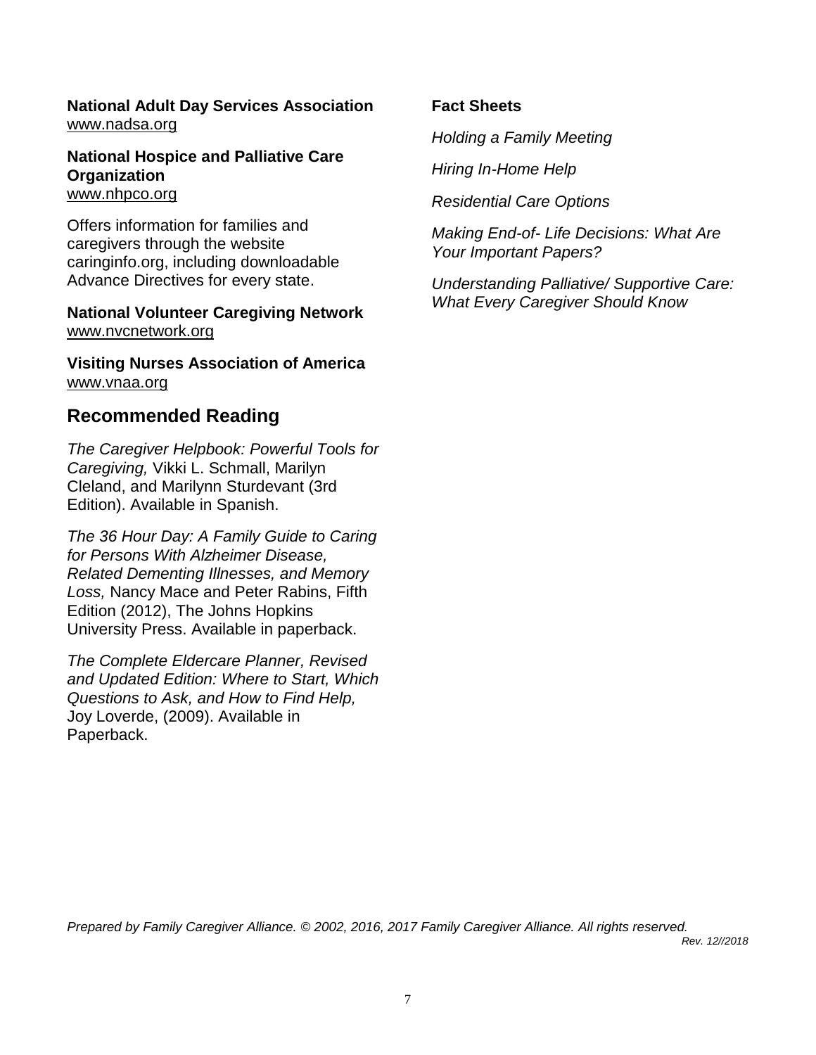**National Adult Day Services Association**
www.nadsa.org

**National Hospice and Palliative Care Organization**
www.nhpco.org

Offers information for families and caregivers through the website caringinfo.org, including downloadable Advance Directives for every state.

**National Volunteer Caregiving Network**
www.nvcnetwork.org

**Visiting Nurses Association of America**
www.vnaa.org

## Recommended Reading

*The Caregiver Helpbook: Powerful Tools for Caregiving,* Vikki L. Schmall, Marilyn Cleland, and Marilynn Sturdevant (3rd Edition). Available in Spanish.

*The 36 Hour Day: A Family Guide to Caring for Persons With Alzheimer Disease, Related Dementing Illnesses, and Memory Loss,* Nancy Mace and Peter Rabins, Fifth Edition (2012), The Johns Hopkins University Press. Available in paperback.

*The Complete Eldercare Planner, Revised and Updated Edition: Where to Start, Which Questions to Ask, and How to Find Help,* Joy Loverde, (2009). Available in Paperback.

**Fact Sheets**

*Holding a Family Meeting*

*Hiring In-Home Help*

*Residential Care Options*

*Making End-of- Life Decisions: What Are Your Important Papers?*

*Understanding Palliative/ Supportive Care: What Every Caregiver Should Know*

*Prepared by Family Caregiver Alliance. © 2002, 2016, 2017 Family Caregiver Alliance. All rights reserved.*

*Rev. 12//2018*